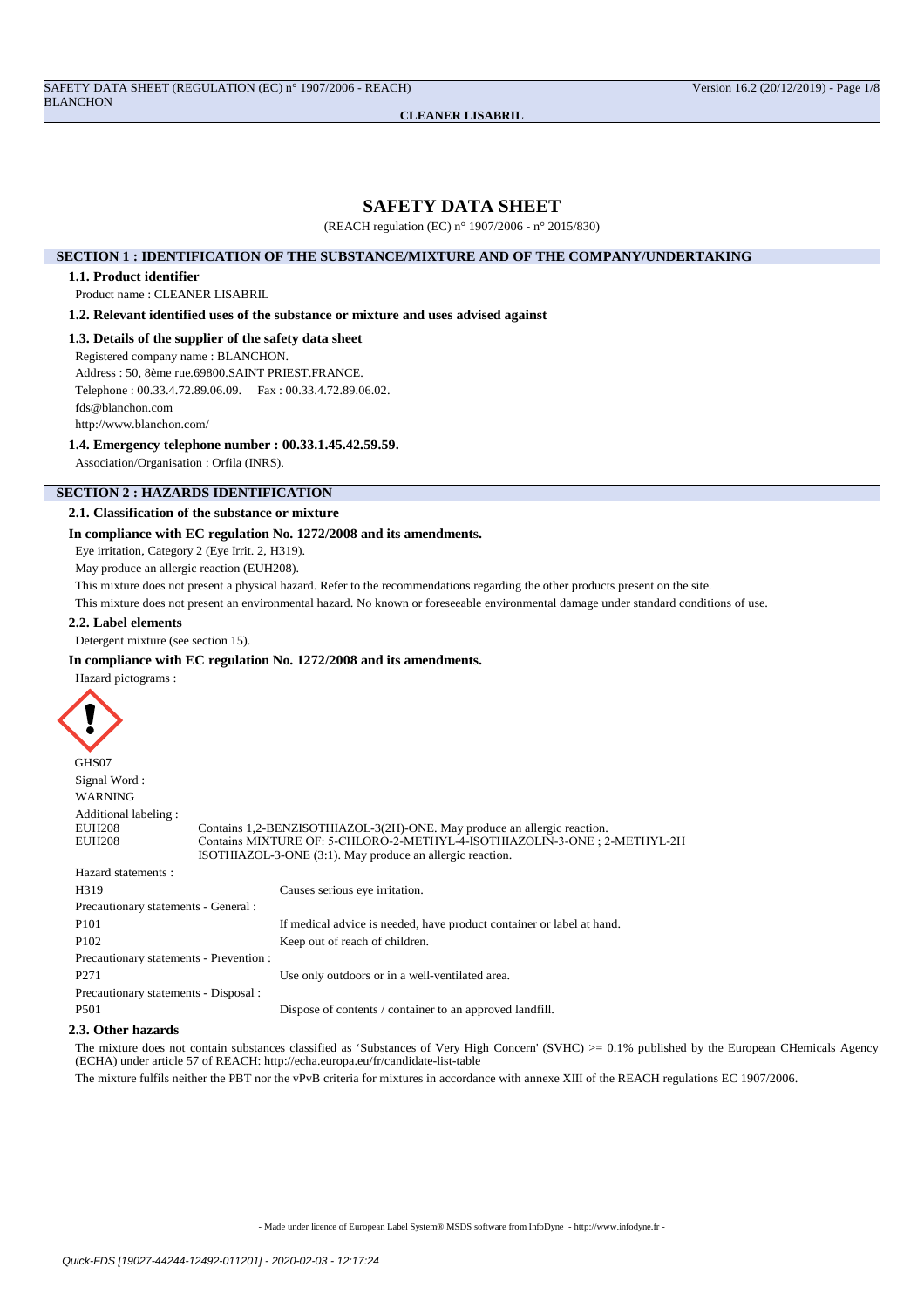# SAFETY DATA SHEET

(REACH regulation (EC) n° 1907/2006 - n° 2015/830)

## SECTION 1 : IDENTIFICATION OF THE SUBSTANCE/MIXTURE AND OF THE COMPANY/UNDERTAKING

### 1.1. Product identifier

Product name : CLEANER LISABRIL

### 1.2. Relevant identified uses of the substance or mixture and uses advised against

### 1.3. Details of the supplier of the safety data sheet

Registered company name : BLANCHON.
Address : 50, 8ème rue.69800.SAINT PRIEST.FRANCE.
Telephone : 00.33.4.72.89.06.09. Fax : 00.33.4.72.89.06.02.
fds@blanchon.com
http://www.blanchon.com/

### 1.4. Emergency telephone number : 00.33.1.45.42.59.59.

Association/Organisation : Orfila (INRS).

## SECTION 2 : HAZARDS IDENTIFICATION

### 2.1. Classification of the substance or mixture

**In compliance with EC regulation No. 1272/2008 and its amendments.**

Eye irritation, Category 2 (Eye Irrit. 2, H319).

May produce an allergic reaction (EUH208).

This mixture does not present a physical hazard. Refer to the recommendations regarding the other products present on the site.

This mixture does not present an environmental hazard. No known or foreseeable environmental damage under standard conditions of use.

### 2.2. Label elements

Detergent mixture (see section 15).

**In compliance with EC regulation No. 1272/2008 and its amendments.**

Hazard pictograms :

GHS07

Signal Word :

WARNING

Additional labeling :

| | |
|---|---|
| EUH208 | Contains 1,2-BENZISOTHIAZOL-3(2H)-ONE. May produce an allergic reaction. |
| EUH208 | Contains MIXTURE OF: 5-CHLORO-2-METHYL-4-ISOTHIAZOLIN-3-ONE ; 2-METHYL-2H ISOTHIAZOL-3-ONE (3:1). May produce an allergic reaction. |

Hazard statements :

| | |
|---|---|
| H319 | Causes serious eye irritation. |

Precautionary statements - General :

| | |
|---|---|
| P101 | If medical advice is needed, have product container or label at hand. |
| P102 | Keep out of reach of children. |

Precautionary statements - Prevention :

| | |
|---|---|
| P271 | Use only outdoors or in a well-ventilated area. |

Precautionary statements - Disposal :

| | |
|---|---|
| P501 | Dispose of contents / container to an approved landfill. |

### 2.3. Other hazards

The mixture does not contain substances classified as 'Substances of Very High Concern' (SVHC) >= 0.1% published by the European CHemicals Agency (ECHA) under article 57 of REACH: http://echa.europa.eu/fr/candidate-list-table

The mixture fulfils neither the PBT nor the vPvB criteria for mixtures in accordance with annexe XIII of the REACH regulations EC 1907/2006.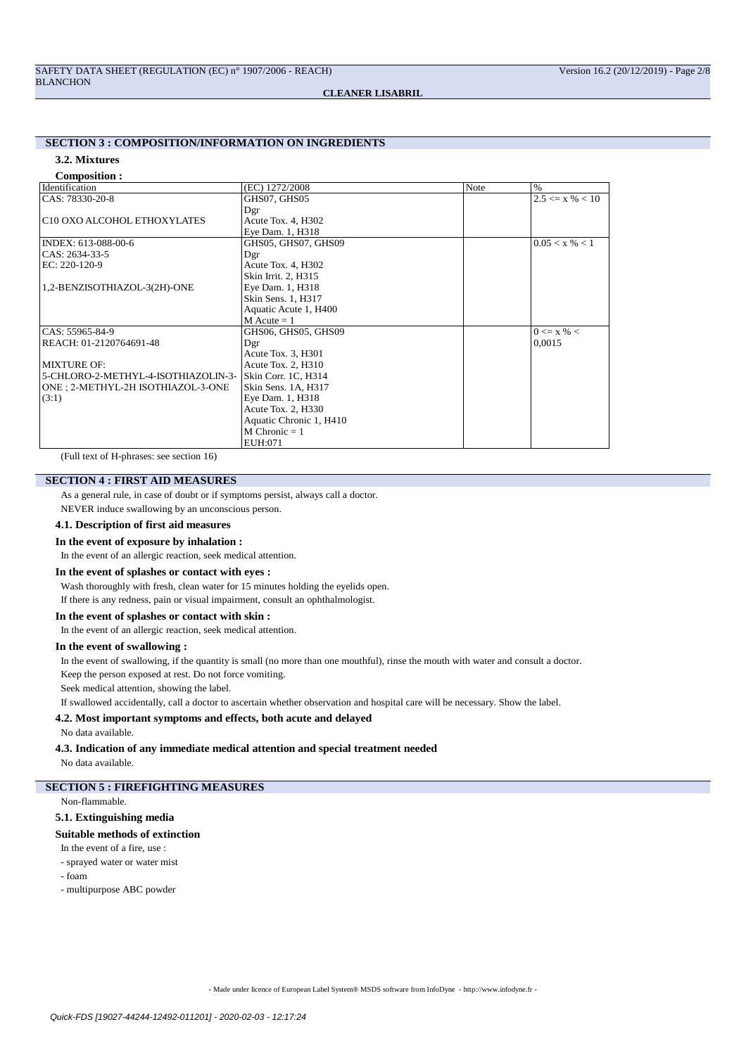## SECTION 3 : COMPOSITION/INFORMATION ON INGREDIENTS

### 3.2. Mixtures

**Composition :**

| Identification | (EC) 1272/2008 | Note | % |
|---|---|---|---|
| CAS: 78330-20-8<br><br>C10 OXO ALCOHOL ETHOXYLATES | GHS07, GHS05<br>Dgr<br>Acute Tox. 4, H302<br>Eye Dam. 1, H318 | | 2.5 <= x % < 10 |
| INDEX: 613-088-00-6<br>CAS: 2634-33-5<br>EC: 220-120-9<br><br>1,2-BENZISOTHIAZOL-3(2H)-ONE | GHS05, GHS07, GHS09<br>Dgr<br>Acute Tox. 4, H302<br>Skin Irrit. 2, H315<br>Eye Dam. 1, H318<br>Skin Sens. 1, H317<br>Aquatic Acute 1, H400<br>M Acute = 1 | | 0.05 < x % < 1 |
| CAS: 55965-84-9<br>REACH: 01-2120764691-48<br><br>MIXTURE OF:<br>5-CHLORO-2-METHYL-4-ISOTHIAZOLIN-3-ONE ; 2-METHYL-2H ISOTHIAZOL-3-ONE (3:1) | GHS06, GHS05, GHS09<br>Dgr<br>Acute Tox. 3, H301<br>Acute Tox. 2, H310<br>Skin Corr. 1C, H314<br>Skin Sens. 1A, H317<br>Eye Dam. 1, H318<br>Acute Tox. 2, H330<br>Aquatic Chronic 1, H410<br>M Chronic = 1<br>EUH:071 | | 0 <= x % < 0,0015 |

(Full text of H-phrases: see section 16)

## SECTION 4 : FIRST AID MEASURES

As a general rule, in case of doubt or if symptoms persist, always call a doctor.

NEVER induce swallowing by an unconscious person.

### 4.1. Description of first aid measures

**In the event of exposure by inhalation :**

In the event of an allergic reaction, seek medical attention.

**In the event of splashes or contact with eyes :**

Wash thoroughly with fresh, clean water for 15 minutes holding the eyelids open.

If there is any redness, pain or visual impairment, consult an ophthalmologist.

**In the event of splashes or contact with skin :**

In the event of an allergic reaction, seek medical attention.

**In the event of swallowing :**

In the event of swallowing, if the quantity is small (no more than one mouthful), rinse the mouth with water and consult a doctor.

Keep the person exposed at rest. Do not force vomiting.

Seek medical attention, showing the label.

If swallowed accidentally, call a doctor to ascertain whether observation and hospital care will be necessary. Show the label.

### 4.2. Most important symptoms and effects, both acute and delayed

No data available.

### 4.3. Indication of any immediate medical attention and special treatment needed

No data available.

## SECTION 5 : FIREFIGHTING MEASURES

Non-flammable.

### 5.1. Extinguishing media

**Suitable methods of extinction**

In the event of a fire, use :

- sprayed water or water mist
- foam
- multipurpose ABC powder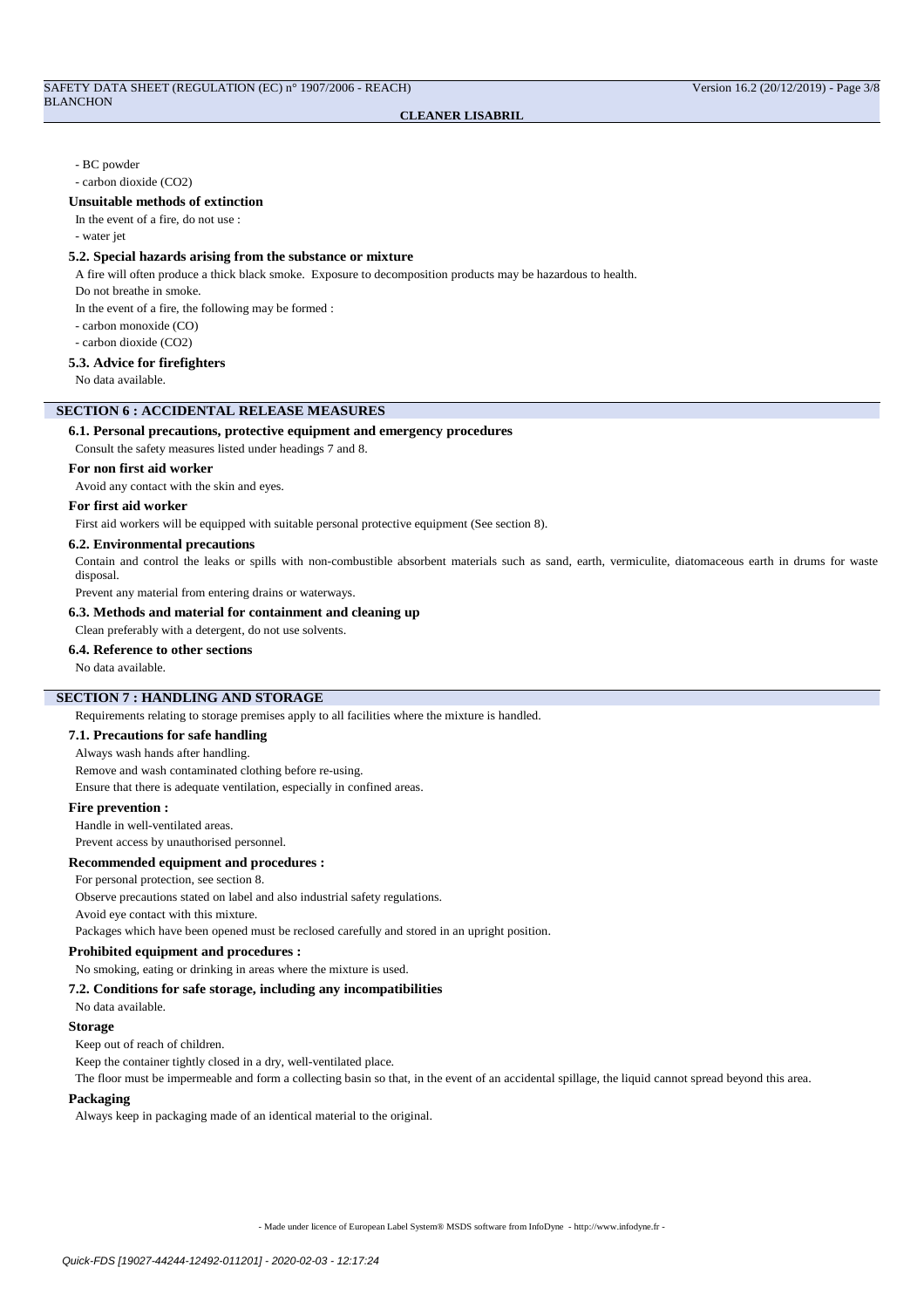- BC powder
- carbon dioxide ($CO_2$)

### Unsuitable methods of extinction

In the event of a fire, do not use :

- water jet

### 5.2. Special hazards arising from the substance or mixture

A fire will often produce a thick black smoke. Exposure to decomposition products may be hazardous to health.

Do not breathe in smoke.

In the event of a fire, the following may be formed :

- carbon monoxide (CO)
- carbon dioxide ($CO_2$)

### 5.3. Advice for firefighters

No data available.

## SECTION 6 : ACCIDENTAL RELEASE MEASURES

### 6.1. Personal precautions, protective equipment and emergency procedures

Consult the safety measures listed under headings 7 and 8.

#### For non first aid worker

Avoid any contact with the skin and eyes.

#### For first aid worker

First aid workers will be equipped with suitable personal protective equipment (See section 8).

### 6.2. Environmental precautions

Contain and control the leaks or spills with non-combustible absorbent materials such as sand, earth, vermiculite, diatomaceous earth in drums for waste disposal.

Prevent any material from entering drains or waterways.

### 6.3. Methods and material for containment and cleaning up

Clean preferably with a detergent, do not use solvents.

### 6.4. Reference to other sections

No data available.

## SECTION 7 : HANDLING AND STORAGE

Requirements relating to storage premises apply to all facilities where the mixture is handled.

### 7.1. Precautions for safe handling

Always wash hands after handling.

Remove and wash contaminated clothing before re-using.

Ensure that there is adequate ventilation, especially in confined areas.

#### Fire prevention :

Handle in well-ventilated areas.

Prevent access by unauthorised personnel.

#### Recommended equipment and procedures :

For personal protection, see section 8.

Observe precautions stated on label and also industrial safety regulations.

Avoid eye contact with this mixture.

Packages which have been opened must be reclosed carefully and stored in an upright position.

#### Prohibited equipment and procedures :

No smoking, eating or drinking in areas where the mixture is used.

### 7.2. Conditions for safe storage, including any incompatibilities

No data available.

#### Storage

Keep out of reach of children.

Keep the container tightly closed in a dry, well-ventilated place.

The floor must be impermeable and form a collecting basin so that, in the event of an accidental spillage, the liquid cannot spread beyond this area.

#### Packaging

Always keep in packaging made of an identical material to the original.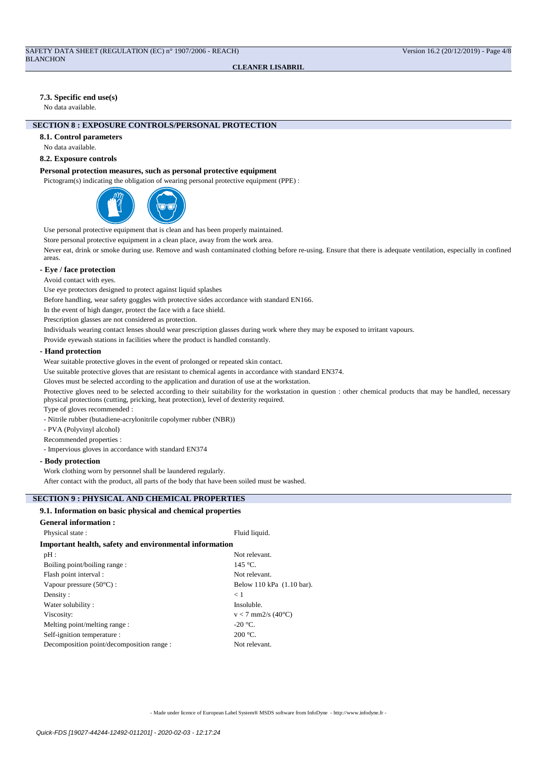#### 7.3. Specific end use(s)

No data available.

## SECTION 8 : EXPOSURE CONTROLS/PERSONAL PROTECTION

#### 8.1. Control parameters

No data available.

#### 8.2. Exposure controls

**Personal protection measures, such as personal protective equipment**

Pictogram(s) indicating the obligation of wearing personal protective equipment (PPE) :

Use personal protective equipment that is clean and has been properly maintained.

Store personal protective equipment in a clean place, away from the work area.

Never eat, drink or smoke during use. Remove and wash contaminated clothing before re-using. Ensure that there is adequate ventilation, especially in confined areas.

**- Eye / face protection**

Avoid contact with eyes.

Use eye protectors designed to protect against liquid splashes

Before handling, wear safety goggles with protective sides accordance with standard EN166.

In the event of high danger, protect the face with a face shield.

Prescription glasses are not considered as protection.

Individuals wearing contact lenses should wear prescription glasses during work where they may be exposed to irritant vapours.

Provide eyewash stations in facilities where the product is handled constantly.

**- Hand protection**

Wear suitable protective gloves in the event of prolonged or repeated skin contact.

Use suitable protective gloves that are resistant to chemical agents in accordance with standard EN374.

Gloves must be selected according to the application and duration of use at the workstation.

Protective gloves need to be selected according to their suitability for the workstation in question : other chemical products that may be handled, necessary physical protections (cutting, pricking, heat protection), level of dexterity required.

Type of gloves recommended :

- Nitrile rubber (butadiene-acrylonitrile copolymer rubber (NBR))
- PVA (Polyvinyl alcohol)

Recommended properties :

- Impervious gloves in accordance with standard EN374

**- Body protection**

Work clothing worn by personnel shall be laundered regularly.

After contact with the product, all parts of the body that have been soiled must be washed.

## SECTION 9 : PHYSICAL AND CHEMICAL PROPERTIES

#### 9.1. Information on basic physical and chemical properties

**General information :**

| | |
|---|---|
| Physical state : | Fluid liquid. |

**Important health, safety and environmental information**

| | |
|---|---|
| pH : | Not relevant. |
| Boiling point/boiling range : | 145 °C. |
| Flash point interval : | Not relevant. |
| Vapour pressure (50°C) : | Below 110 kPa (1.10 bar). |
| Density : | < 1 |
| Water solubility : | Insoluble. |
| Viscosity: | v < 7 mm2/s (40°C) |
| Melting point/melting range : | -20 °C. |
| Self-ignition temperature : | 200 °C. |
| Decomposition point/decomposition range : | Not relevant. |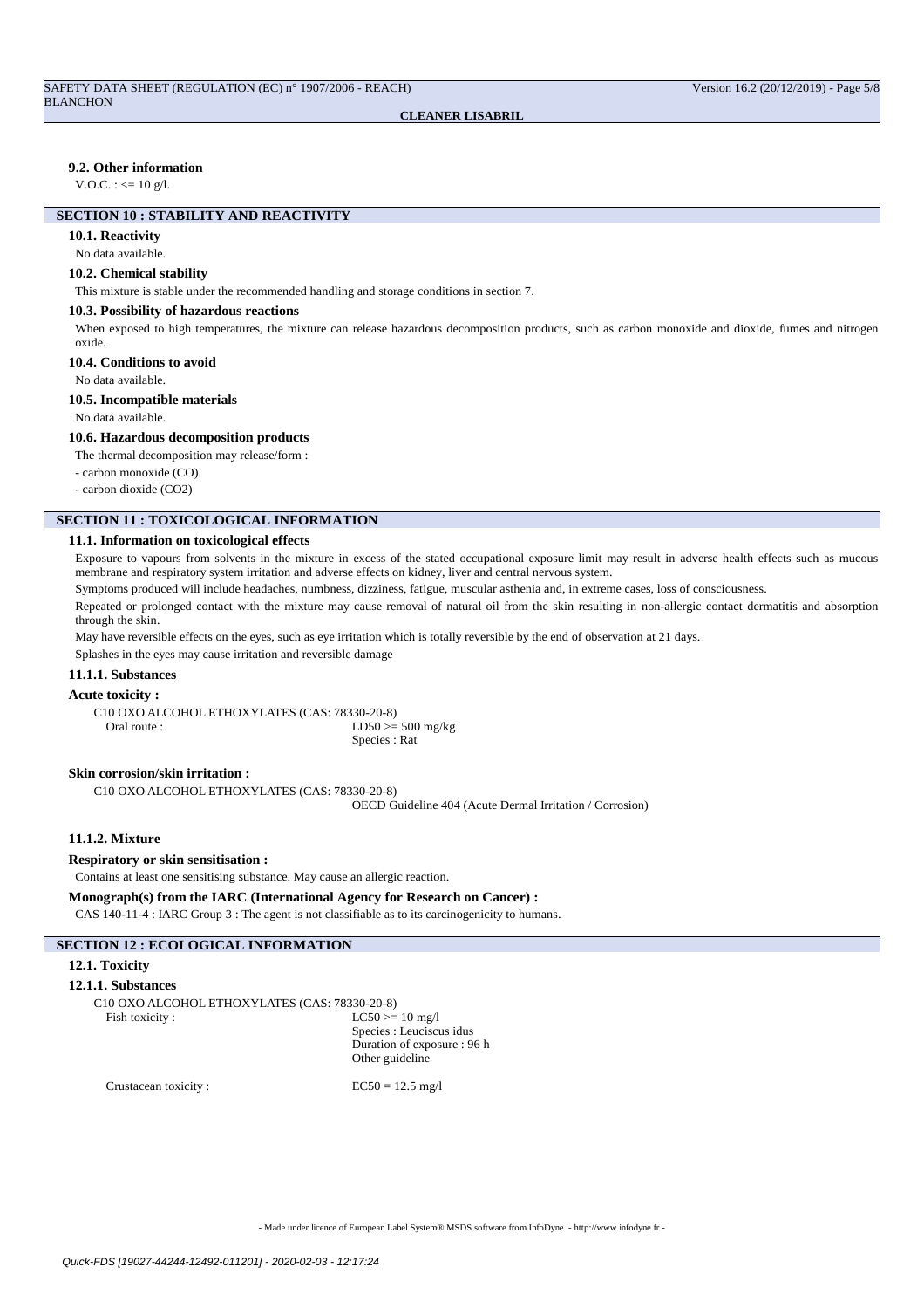#### 9.2. Other information

V.O.C. : <= 10 g/l.

## SECTION 10 : STABILITY AND REACTIVITY

#### 10.1. Reactivity

No data available.

#### 10.2. Chemical stability

This mixture is stable under the recommended handling and storage conditions in section 7.

#### 10.3. Possibility of hazardous reactions

When exposed to high temperatures, the mixture can release hazardous decomposition products, such as carbon monoxide and dioxide, fumes and nitrogen oxide.

#### 10.4. Conditions to avoid

No data available.

#### 10.5. Incompatible materials

No data available.

#### 10.6. Hazardous decomposition products

The thermal decomposition may release/form :

- carbon monoxide (CO)
- carbon dioxide ($CO_2$)

## SECTION 11 : TOXICOLOGICAL INFORMATION

#### 11.1. Information on toxicological effects

Exposure to vapours from solvents in the mixture in excess of the stated occupational exposure limit may result in adverse health effects such as mucous membrane and respiratory system irritation and adverse effects on kidney, liver and central nervous system.

Symptoms produced will include headaches, numbness, dizziness, fatigue, muscular asthenia and, in extreme cases, loss of consciousness.

Repeated or prolonged contact with the mixture may cause removal of natural oil from the skin resulting in non-allergic contact dermatitis and absorption through the skin.

May have reversible effects on the eyes, such as eye irritation which is totally reversible by the end of observation at 21 days.

Splashes in the eyes may cause irritation and reversible damage

#### 11.1.1. Substances

**Acute toxicity :**

C10 OXO ALCOHOL ETHOXYLATES (CAS: 78330-20-8)

| | |
|---|---|
| Oral route : | LD50 >= 500 mg/kg<br>Species : Rat |

**Skin corrosion/skin irritation :**

C10 OXO ALCOHOL ETHOXYLATES (CAS: 78330-20-8)

OECD Guideline 404 (Acute Dermal Irritation / Corrosion)

#### 11.1.2. Mixture

**Respiratory or skin sensitisation :**

Contains at least one sensitising substance. May cause an allergic reaction.

**Monograph(s) from the IARC (International Agency for Research on Cancer) :**

CAS 140-11-4 : IARC Group 3 : The agent is not classifiable as to its carcinogenicity to humans.

## SECTION 12 : ECOLOGICAL INFORMATION

#### 12.1. Toxicity

#### 12.1.1. Substances

C10 OXO ALCOHOL ETHOXYLATES (CAS: 78330-20-8)

| | |
|---|---|
| Fish toxicity : | LC50 >= 10 mg/l<br>Species : Leuciscus idus<br>Duration of exposure : 96 h<br>Other guideline |
| Crustacean toxicity : | EC50 = 12.5 mg/l |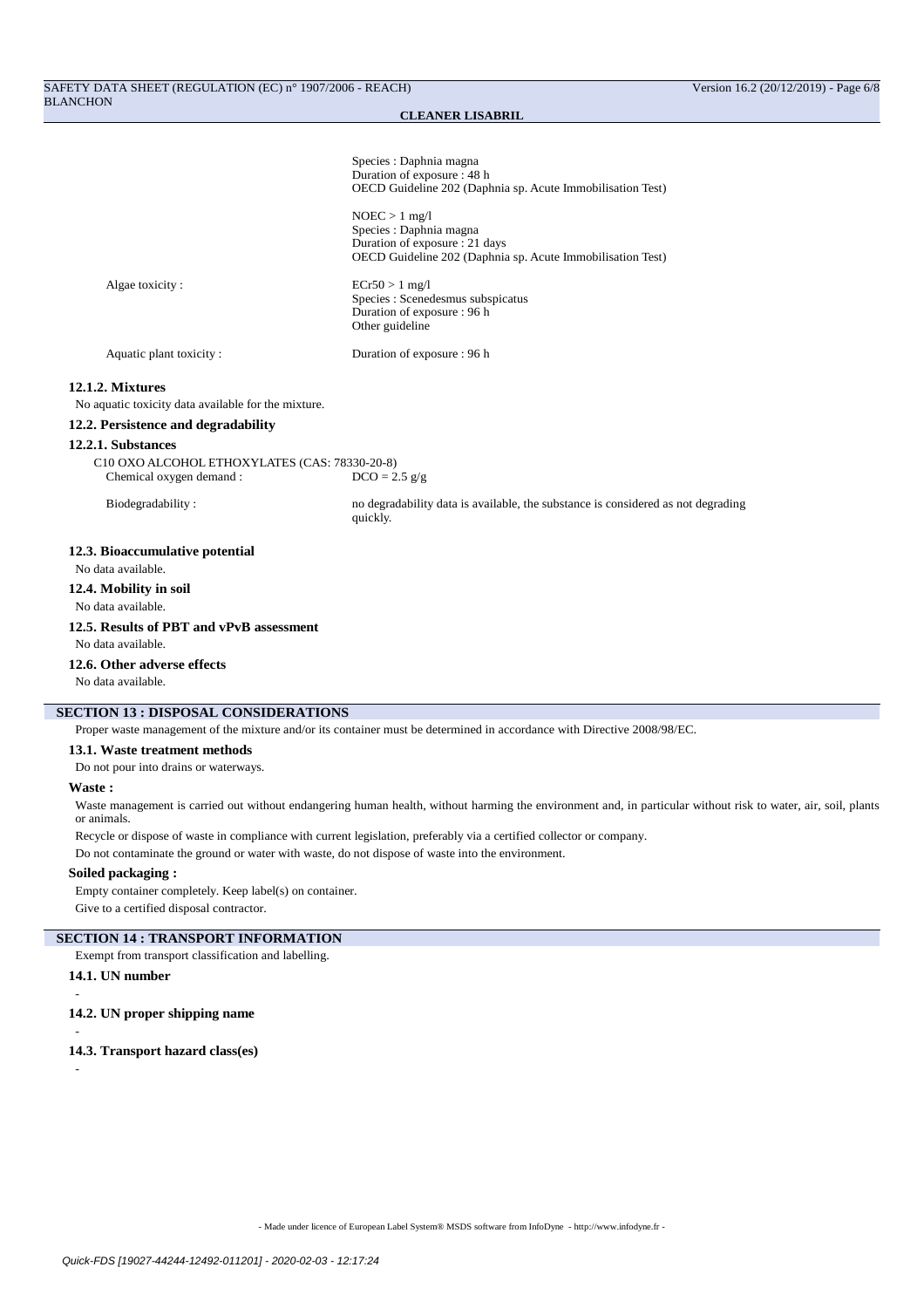Species : Daphnia magna
Duration of exposure : 48 h
OECD Guideline 202 (Daphnia sp. Acute Immobilisation Test)

NOEC > 1 mg/l
Species : Daphnia magna
Duration of exposure : 21 days
OECD Guideline 202 (Daphnia sp. Acute Immobilisation Test)

| | |
|---|---|
| Algae toxicity : | ECr50 > 1 mg/l<br>Species : Scenedesmus subspicatus<br>Duration of exposure : 96 h<br>Other guideline |
| Aquatic plant toxicity : | Duration of exposure : 96 h |

#### 12.1.2. Mixtures

No aquatic toxicity data available for the mixture.

### 12.2. Persistence and degradability

#### 12.2.1. Substances

C10 OXO ALCOHOL ETHOXYLATES (CAS: 78330-20-8)

| | |
|---|---|
| Chemical oxygen demand : | DCO = 2.5 g/g |
| Biodegradability : | no degradability data is available, the substance is considered as not degrading quickly. |

### 12.3. Bioaccumulative potential

No data available.

### 12.4. Mobility in soil

No data available.

### 12.5. Results of PBT and vPvB assessment

No data available.

### 12.6. Other adverse effects

No data available.

## SECTION 13 : DISPOSAL CONSIDERATIONS

Proper waste management of the mixture and/or its container must be determined in accordance with Directive 2008/98/EC.

### 13.1. Waste treatment methods

Do not pour into drains or waterways.

**Waste :**

Waste management is carried out without endangering human health, without harming the environment and, in particular without risk to water, air, soil, plants or animals.

Recycle or dispose of waste in compliance with current legislation, preferably via a certified collector or company.

Do not contaminate the ground or water with waste, do not dispose of waste into the environment.

**Soiled packaging :**

Empty container completely. Keep label(s) on container.

Give to a certified disposal contractor.

## SECTION 14 : TRANSPORT INFORMATION

Exempt from transport classification and labelling.

### 14.1. UN number

-

### 14.2. UN proper shipping name

-

### 14.3. Transport hazard class(es)

-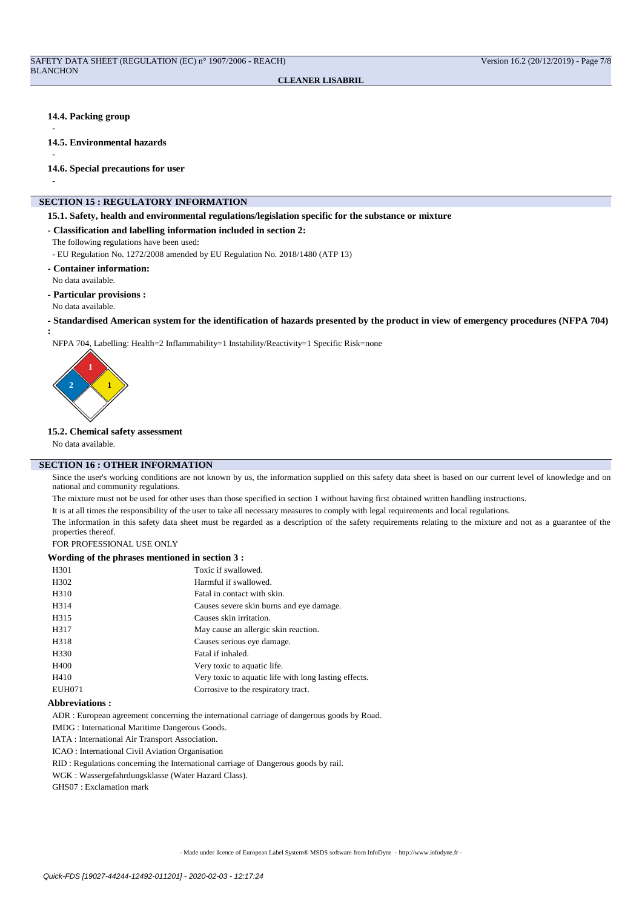#### 14.4. Packing group

-

#### 14.5. Environmental hazards

-

#### 14.6. Special precautions for user

-

## SECTION 15 : REGULATORY INFORMATION

### 15.1. Safety, health and environmental regulations/legislation specific for the substance or mixture

**- Classification and labelling information included in section 2:**

The following regulations have been used:

- EU Regulation No. 1272/2008 amended by EU Regulation No. 2018/1480 (ATP 13)

**- Container information:**

No data available.

**- Particular provisions :**

No data available.

**- Standardised American system for the identification of hazards presented by the product in view of emergency procedures (NFPA 704) :**

NFPA 704, Labelling: Health=2 Inflammability=1 Instability/Reactivity=1 Specific Risk=none

1
2
1

### 15.2. Chemical safety assessment

No data available.

## SECTION 16 : OTHER INFORMATION

Since the user's working conditions are not known by us, the information supplied on this safety data sheet is based on our current level of knowledge and on national and community regulations.

The mixture must not be used for other uses than those specified in section 1 without having first obtained written handling instructions.

It is at all times the responsibility of the user to take all necessary measures to comply with legal requirements and local regulations.

The information in this safety data sheet must be regarded as a description of the safety requirements relating to the mixture and not as a guarantee of the properties thereof.

FOR PROFESSIONAL USE ONLY

**Wording of the phrases mentioned in section 3 :**

| | |
|---|---|
| H301 | Toxic if swallowed. |
| H302 | Harmful if swallowed. |
| H310 | Fatal in contact with skin. |
| H314 | Causes severe skin burns and eye damage. |
| H315 | Causes skin irritation. |
| H317 | May cause an allergic skin reaction. |
| H318 | Causes serious eye damage. |
| H330 | Fatal if inhaled. |
| H400 | Very toxic to aquatic life. |
| H410 | Very toxic to aquatic life with long lasting effects. |
| EUH071 | Corrosive to the respiratory tract. |

**Abbreviations :**

ADR : European agreement concerning the international carriage of dangerous goods by Road.

IMDG : International Maritime Dangerous Goods.

IATA : International Air Transport Association.

ICAO : International Civil Aviation Organisation

RID : Regulations concerning the International carriage of Dangerous goods by rail.

WGK : Wassergefahrdungsklasse (Water Hazard Class).

GHS07 : Exclamation mark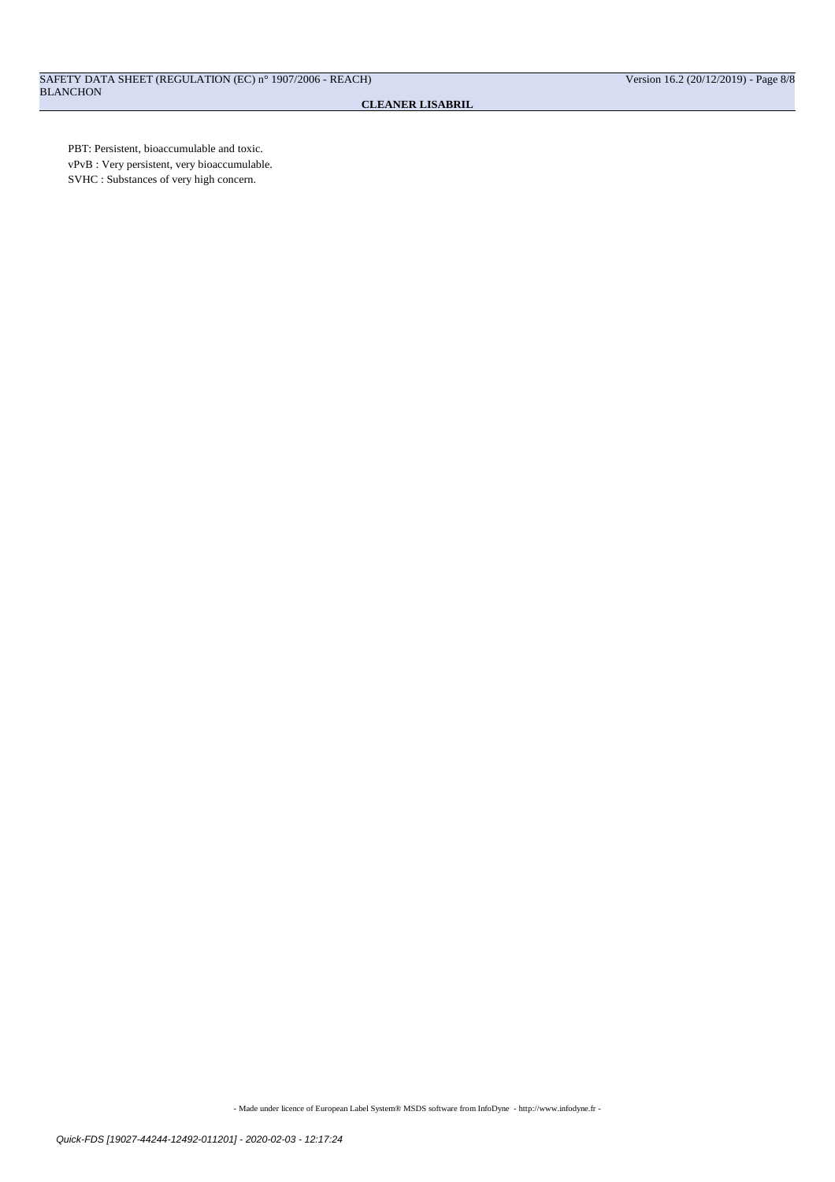PBT: Persistent, bioaccumulable and toxic.

vPvB : Very persistent, very bioaccumulable.

SVHC : Substances of very high concern.